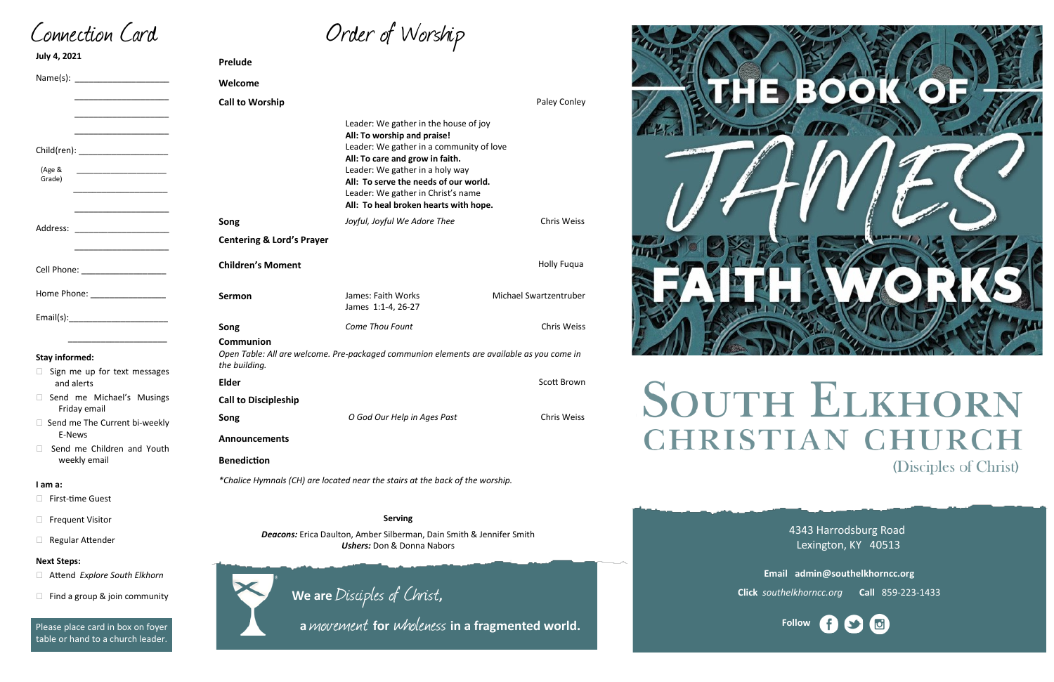# Connection Card

**July 4, 2021**

Name(s): ____________________

____________________

____________________

____________________

Child(ren): ____________________

(Age & Grade) ____________________

____________________

____________________

Address: ____________________

____________________

Cell Phone: __________________

Home Phone: ________________

Email(s):_____________________

____________________

**Stay informed:**

- ☐ Sign me up for text messages and alerts
- ☐ Send me Michael's Musings Friday email
- ☐ Send me The Current bi-weekly E-News
- ☐ Send me Children and Youth weekly email

**I am a:**

- ☐ First-time Guest
- ☐ Frequent Visitor
- ☐ Regular Attender

**Next Steps:**

- ☐ Attend *Explore South Elkhorn*
- ☐ Find a group & join community

Please place card in box on foyer table or hand to a church leader.

# Order of Worship

**Prelude**

**Welcome**

**Call to Worship** — Paley Conley

Leader: We gather in the house of joy
**All: To worship and praise!**
Leader: We gather in a community of love
**All: To care and grow in faith.**
Leader: We gather in a holy way
**All: To serve the needs of our world.**
Leader: We gather in Christ's name
**All: To heal broken hearts with hope.**

**Song** — *Joyful, Joyful We Adore Thee* — Chris Weiss

**Centering & Lord's Prayer**

**Children's Moment** — Holly Fuqua

**Sermon** — James: Faith Works, James 1:1-4, 26-27 — Michael Swartzentruber

**Song** — *Come Thou Fount* — Chris Weiss

**Communion**

*Open Table: All are welcome. Pre-packaged communion elements are available as you come in the building.*

**Elder** — Scott Brown

**Call to Discipleship**

**Song** — *O God Our Help in Ages Past* — Chris Weiss

**Announcements**

**Benediction**

*\*Chalice Hymnals (CH) are located near the stairs at the back of the worship.*

**Serving**

***Deacons:*** Erica Daulton, Amber Silberman, Dain Smith & Jennifer Smith
***Ushers:*** Don & Donna Nabors

We are *Disciples of Christ*, a *movement* for *wholeness* in a fragmented world.

# THE BOOK OF JAMES
## FAITH WORKS

# South Elkhorn Christian Church
(Disciples of Christ)

4343 Harrodsburg Road
Lexington, KY 40513

**Email** admin@southelkhorncc.org

**Click** *southelkhorncc.org* **Call** 859-223-1433

**Follow**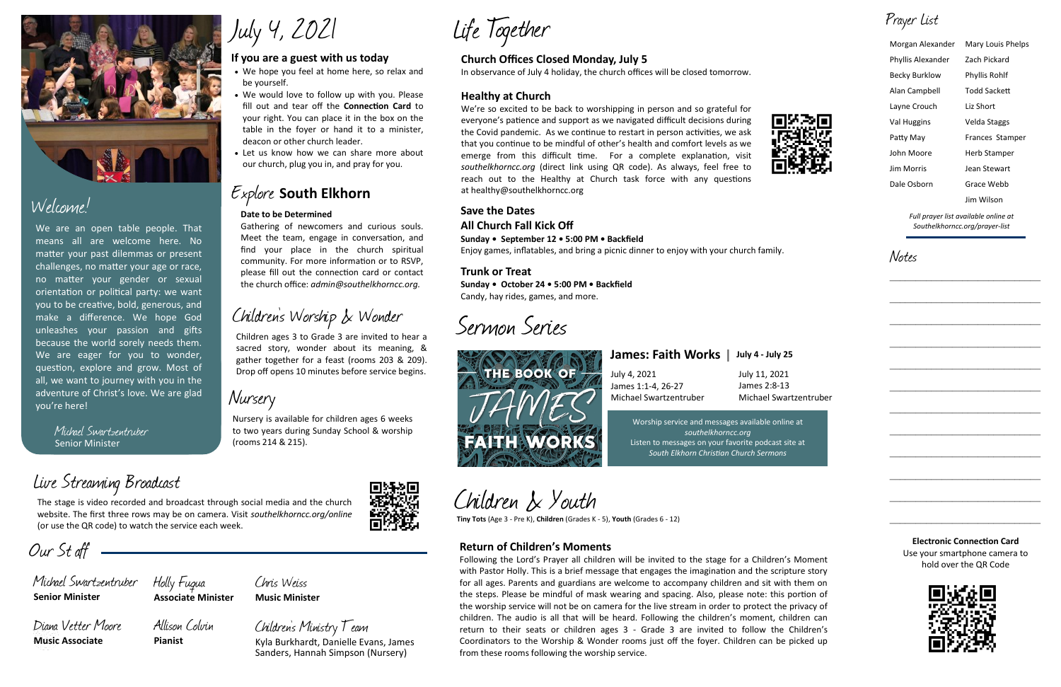# Welcome!

We are an open table people. That means all are welcome here. No matter your past dilemmas or present challenges, no matter your age or race, no matter your gender or sexual orientation or political party: we want you to be creative, bold, generous, and make a difference. We hope God unleashes your passion and gifts because the world sorely needs them. We are eager for you to wonder, question, explore and grow. Most of all, we want to journey with you in the adventure of Christ's love. We are glad you're here!

Michael Swartzentruber
Senior Minister

# July 4, 2021

### If you are a guest with us today

- We hope you feel at home here, so relax and be yourself.
- We would love to follow up with you. Please fill out and tear off the **Connection Card** to your right. You can place it in the box on the table in the foyer or hand it to a minister, deacon or other church leader.
- Let us know how we can share more about our church, plug you in, and pray for you.

## Explore **South Elkhorn**

**Date to be Determined**

Gathering of newcomers and curious souls. Meet the team, engage in conversation, and find your place in the church spiritual community. For more information or to RSVP, please fill out the connection card or contact the church office: *admin@southelkhorncc.org.*

## Children's Worship & Wonder

Children ages 3 to Grade 3 are invited to hear a sacred story, wonder about its meaning, & gather together for a feast (rooms 203 & 209). Drop off opens 10 minutes before service begins.

## Nursery

Nursery is available for children ages 6 weeks to two years during Sunday School & worship (rooms 214 & 215).

## Live Streaming Broadcast

The stage is video recorded and broadcast through social media and the church website. The first three rows may be on camera. Visit *southelkhorncc.org/online* (or use the QR code) to watch the service each week.

## Our Staff

Michael Swartzentruber
**Senior Minister**

Holly Fuqua
**Associate Minister**

Chris Weiss
**Music Minister**

Diana Vetter Moore
**Music Associate**

Allison Colvin
**Pianist**

Children's Ministry Team
Kyla Burkhardt, Danielle Evans, James Sanders, Hannah Simpson (Nursery)

# Life Together

### Church Offices Closed Monday, July 5

In observance of July 4 holiday, the church offices will be closed tomorrow.

### Healthy at Church

We're so excited to be back to worshipping in person and so grateful for everyone's patience and support as we navigated difficult decisions during the Covid pandemic. As we continue to restart in person activities, we ask that you continue to be mindful of other's health and comfort levels as we emerge from this difficult time. For a complete explanation, visit *southelkhorncc.org* (direct link using QR code). As always, feel free to reach out to the Healthy at Church task force with any questions at healthy@southelkhorncc.org

### Save the Dates

### All Church Fall Kick Off

**Sunday • September 12 • 5:00 PM • Backfield**

Enjoy games, inflatables, and bring a picnic dinner to enjoy with your church family.

### Trunk or Treat

**Sunday • October 24 • 5:00 PM • Backfield**

Candy, hay rides, games, and more.

# Sermon Series

THE BOOK OF JAMES FAITH WORKS

### James: Faith Works | July 4 - July 25

| | |
|---|---|
| July 4, 2021 | July 11, 2021 |
| James 1:1-4, 26-27 | James 2:8-13 |
| Michael Swartzentruber | Michael Swartzentruber |

Worship service and messages available online at *southelkhorncc.org*
Listen to messages on your favorite podcast site at *South Elkhorn Christian Church Sermons*

# Children & Youth

**Tiny Tots** (Age 3 - Pre K), **Children** (Grades K - 5), **Youth** (Grades 6 - 12)

### Return of Children's Moments

Following the Lord's Prayer all children will be invited to the stage for a Children's Moment with Pastor Holly. This is a brief message that engages the imagination and the scripture story for all ages. Parents and guardians are welcome to accompany children and sit with them on the steps. Please be mindful of mask wearing and spacing. Also, please note: this portion of the worship service will not be on camera for the live stream in order to protect the privacy of children. The audio is all that will be heard. Following the children's moment, children can return to their seats or children ages 3 - Grade 3 are invited to follow the Children's Coordinators to the Worship & Wonder rooms just off the foyer. Children can be picked up from these rooms following the worship service.

# Prayer List

| | |
|---|---|
| Morgan Alexander | Mary Louis Phelps |
| Phyllis Alexander | Zach Pickard |
| Becky Burklow | Phyllis Rohlf |
| Alan Campbell | Todd Sackett |
| Layne Crouch | Liz Short |
| Val Huggins | Velda Staggs |
| Patty May | Frances Stamper |
| John Moore | Herb Stamper |
| Jim Morris | Jean Stewart |
| Dale Osborn | Grace Webb |
| | Jim Wilson |

*Full prayer list available online at Southelkhorncc.org/prayer-list*

# Notes

**Electronic Connection Card**
Use your smartphone camera to hold over the QR Code